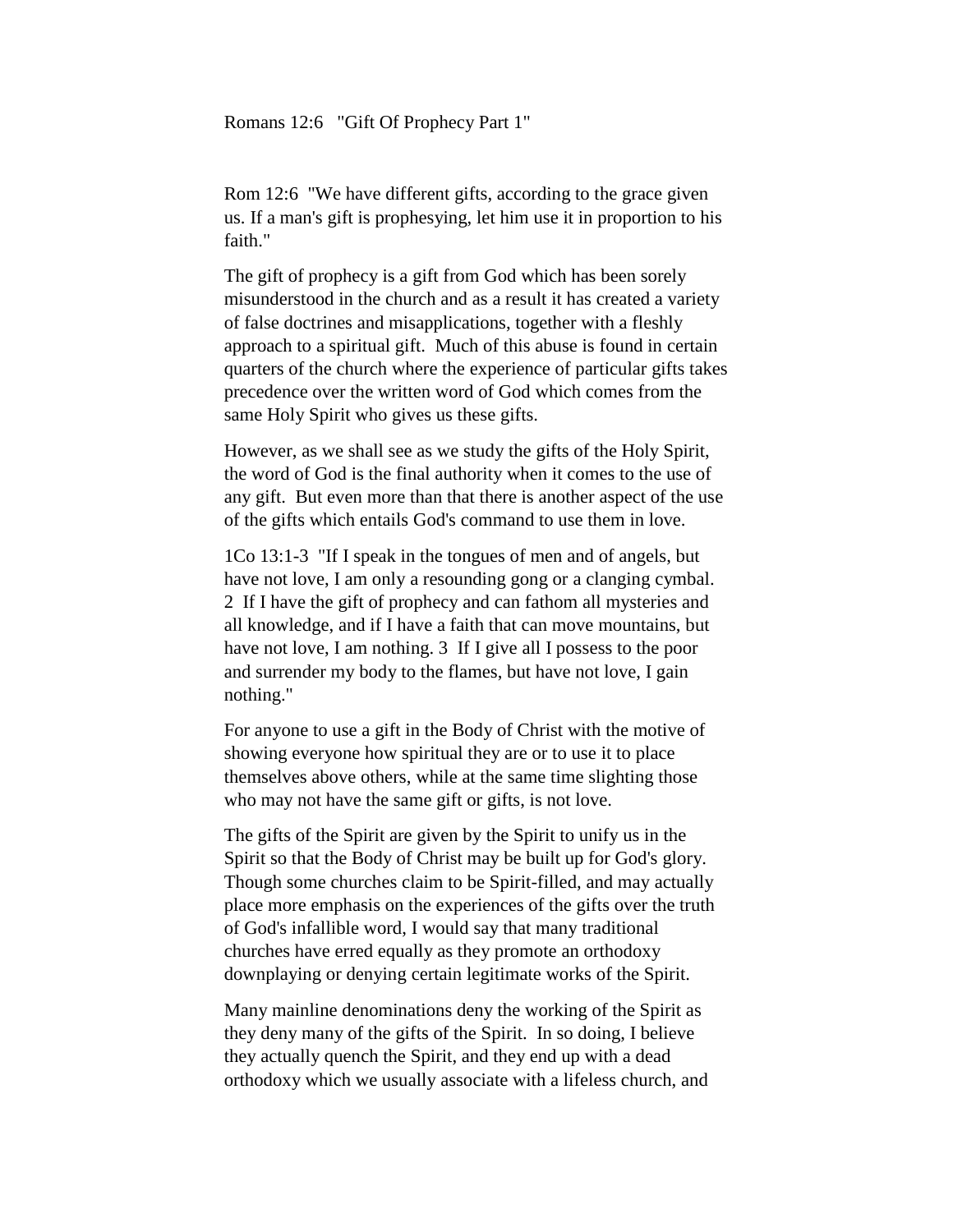Romans 12:6 "Gift Of Prophecy Part 1"

Rom 12:6 "We have different gifts, according to the grace given us. If a man's gift is prophesying, let him use it in proportion to his faith."

The gift of prophecy is a gift from God which has been sorely misunderstood in the church and as a result it has created a variety of false doctrines and misapplications, together with a fleshly approach to a spiritual gift. Much of this abuse is found in certain quarters of the church where the experience of particular gifts takes precedence over the written word of God which comes from the same Holy Spirit who gives us these gifts.

However, as we shall see as we study the gifts of the Holy Spirit, the word of God is the final authority when it comes to the use of any gift. But even more than that there is another aspect of the use of the gifts which entails God's command to use them in love.

1Co 13:1-3 "If I speak in the tongues of men and of angels, but have not love, I am only a resounding gong or a clanging cymbal. 2 If I have the gift of prophecy and can fathom all mysteries and all knowledge, and if I have a faith that can move mountains, but have not love, I am nothing. 3 If I give all I possess to the poor and surrender my body to the flames, but have not love, I gain nothing."

For anyone to use a gift in the Body of Christ with the motive of showing everyone how spiritual they are or to use it to place themselves above others, while at the same time slighting those who may not have the same gift or gifts, is not love.

The gifts of the Spirit are given by the Spirit to unify us in the Spirit so that the Body of Christ may be built up for God's glory. Though some churches claim to be Spirit-filled, and may actually place more emphasis on the experiences of the gifts over the truth of God's infallible word, I would say that many traditional churches have erred equally as they promote an orthodoxy downplaying or denying certain legitimate works of the Spirit.

Many mainline denominations deny the working of the Spirit as they deny many of the gifts of the Spirit. In so doing, I believe they actually quench the Spirit, and they end up with a dead orthodoxy which we usually associate with a lifeless church, and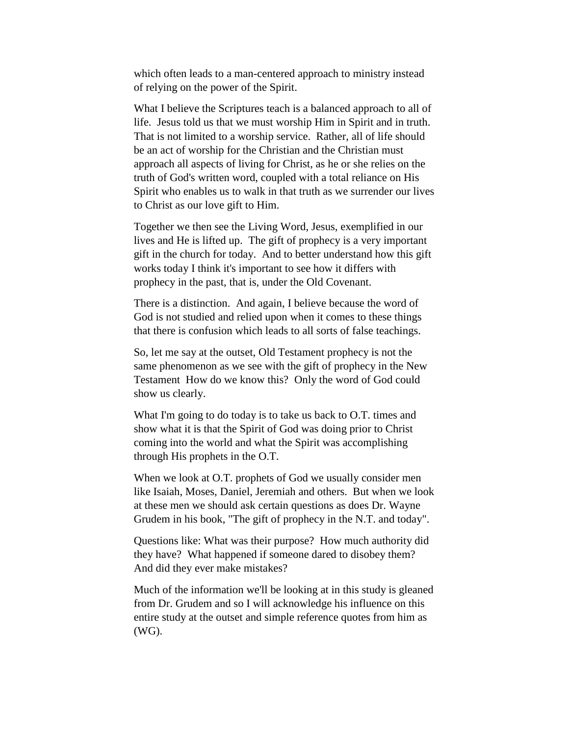which often leads to a man-centered approach to ministry instead of relying on the power of the Spirit.

What I believe the Scriptures teach is a balanced approach to all of life. Jesus told us that we must worship Him in Spirit and in truth. That is not limited to a worship service. Rather, all of life should be an act of worship for the Christian and the Christian must approach all aspects of living for Christ, as he or she relies on the truth of God's written word, coupled with a total reliance on His Spirit who enables us to walk in that truth as we surrender our lives to Christ as our love gift to Him.

Together we then see the Living Word, Jesus, exemplified in our lives and He is lifted up. The gift of prophecy is a very important gift in the church for today. And to better understand how this gift works today I think it's important to see how it differs with prophecy in the past, that is, under the Old Covenant.

There is a distinction. And again, I believe because the word of God is not studied and relied upon when it comes to these things that there is confusion which leads to all sorts of false teachings.

So, let me say at the outset, Old Testament prophecy is not the same phenomenon as we see with the gift of prophecy in the New Testament How do we know this? Only the word of God could show us clearly.

What I'm going to do today is to take us back to O.T. times and show what it is that the Spirit of God was doing prior to Christ coming into the world and what the Spirit was accomplishing through His prophets in the O.T.

When we look at O.T. prophets of God we usually consider men like Isaiah, Moses, Daniel, Jeremiah and others. But when we look at these men we should ask certain questions as does Dr. Wayne Grudem in his book, "The gift of prophecy in the N.T. and today".

Questions like: What was their purpose? How much authority did they have? What happened if someone dared to disobey them? And did they ever make mistakes?

Much of the information we'll be looking at in this study is gleaned from Dr. Grudem and so I will acknowledge his influence on this entire study at the outset and simple reference quotes from him as (WG).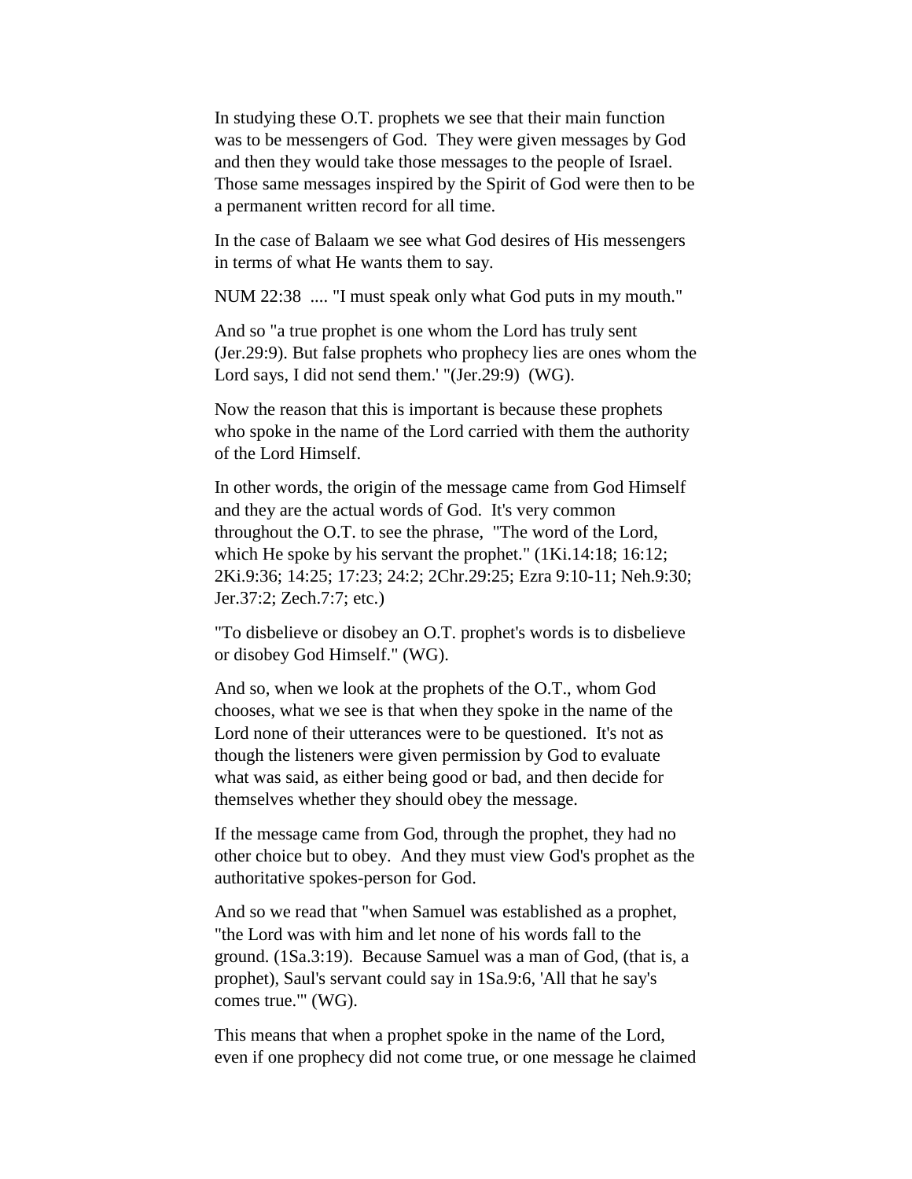In studying these O.T. prophets we see that their main function was to be messengers of God. They were given messages by God and then they would take those messages to the people of Israel. Those same messages inspired by the Spirit of God were then to be a permanent written record for all time.

In the case of Balaam we see what God desires of His messengers in terms of what He wants them to say.

NUM 22:38 .... "I must speak only what God puts in my mouth."

And so "a true prophet is one whom the Lord has truly sent (Jer.29:9). But false prophets who prophecy lies are ones whom the Lord says, I did not send them.' "(Jer.29:9) (WG).

Now the reason that this is important is because these prophets who spoke in the name of the Lord carried with them the authority of the Lord Himself.

In other words, the origin of the message came from God Himself and they are the actual words of God. It's very common throughout the O.T. to see the phrase, "The word of the Lord, which He spoke by his servant the prophet." (1Ki.14:18; 16:12; 2Ki.9:36; 14:25; 17:23; 24:2; 2Chr.29:25; Ezra 9:10-11; Neh.9:30; Jer.37:2; Zech.7:7; etc.)

"To disbelieve or disobey an O.T. prophet's words is to disbelieve or disobey God Himself." (WG).

And so, when we look at the prophets of the O.T., whom God chooses, what we see is that when they spoke in the name of the Lord none of their utterances were to be questioned. It's not as though the listeners were given permission by God to evaluate what was said, as either being good or bad, and then decide for themselves whether they should obey the message.

If the message came from God, through the prophet, they had no other choice but to obey. And they must view God's prophet as the authoritative spokes-person for God.

And so we read that "when Samuel was established as a prophet, "the Lord was with him and let none of his words fall to the ground. (1Sa.3:19). Because Samuel was a man of God, (that is, a prophet), Saul's servant could say in 1Sa.9:6, 'All that he say's comes true.'" (WG).

This means that when a prophet spoke in the name of the Lord, even if one prophecy did not come true, or one message he claimed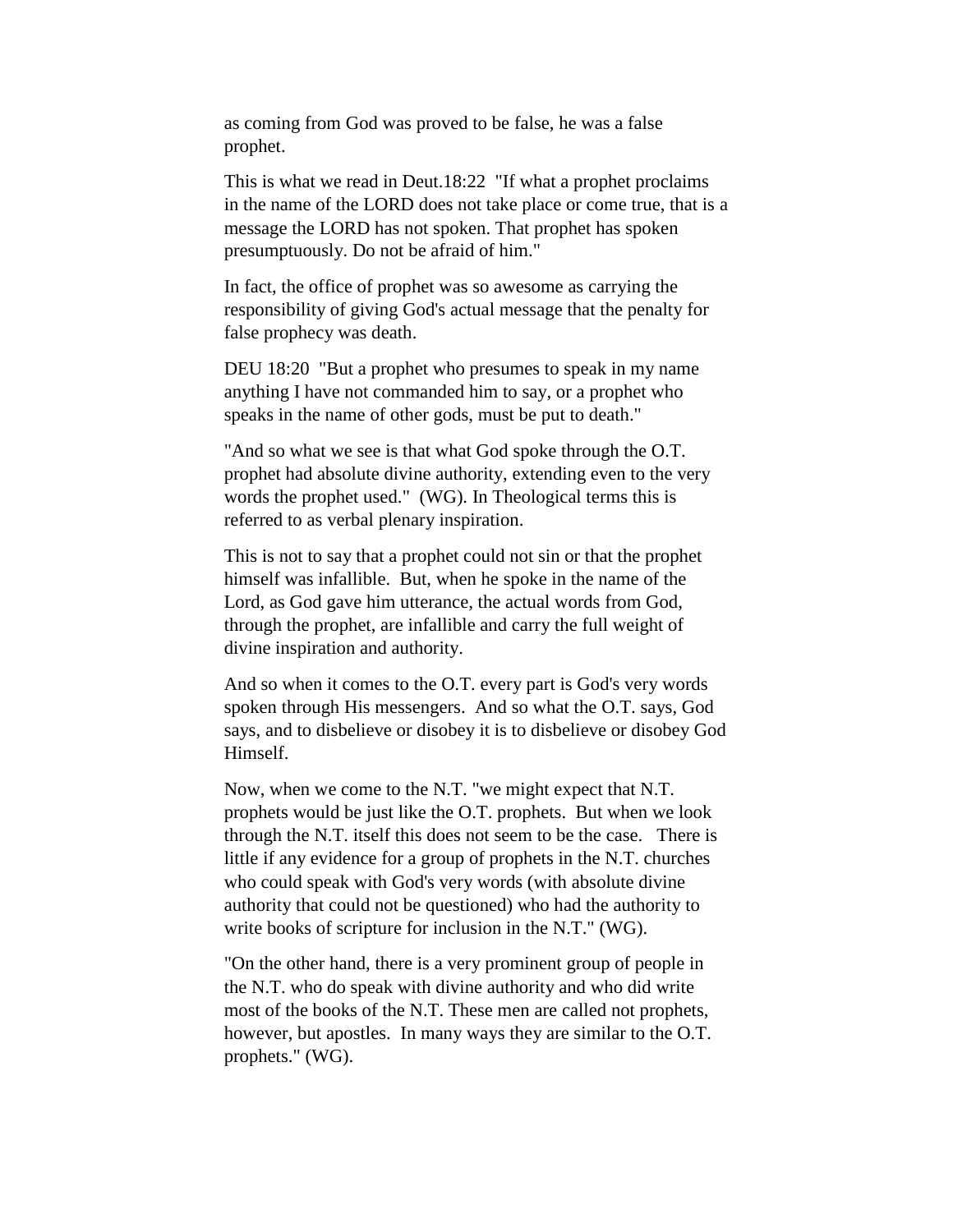as coming from God was proved to be false, he was a false prophet.

This is what we read in Deut.18:22 "If what a prophet proclaims in the name of the LORD does not take place or come true, that is a message the LORD has not spoken. That prophet has spoken presumptuously. Do not be afraid of him."

In fact, the office of prophet was so awesome as carrying the responsibility of giving God's actual message that the penalty for false prophecy was death.

DEU 18:20 "But a prophet who presumes to speak in my name anything I have not commanded him to say, or a prophet who speaks in the name of other gods, must be put to death."

"And so what we see is that what God spoke through the O.T. prophet had absolute divine authority, extending even to the very words the prophet used." (WG). In Theological terms this is referred to as verbal plenary inspiration.

This is not to say that a prophet could not sin or that the prophet himself was infallible. But, when he spoke in the name of the Lord, as God gave him utterance, the actual words from God, through the prophet, are infallible and carry the full weight of divine inspiration and authority.

And so when it comes to the O.T. every part is God's very words spoken through His messengers. And so what the O.T. says, God says, and to disbelieve or disobey it is to disbelieve or disobey God Himself.

Now, when we come to the N.T. "we might expect that N.T. prophets would be just like the O.T. prophets. But when we look through the N.T. itself this does not seem to be the case. There is little if any evidence for a group of prophets in the N.T. churches who could speak with God's very words (with absolute divine authority that could not be questioned) who had the authority to write books of scripture for inclusion in the N.T." (WG).

"On the other hand, there is a very prominent group of people in the N.T. who do speak with divine authority and who did write most of the books of the N.T. These men are called not prophets, however, but apostles. In many ways they are similar to the O.T. prophets." (WG).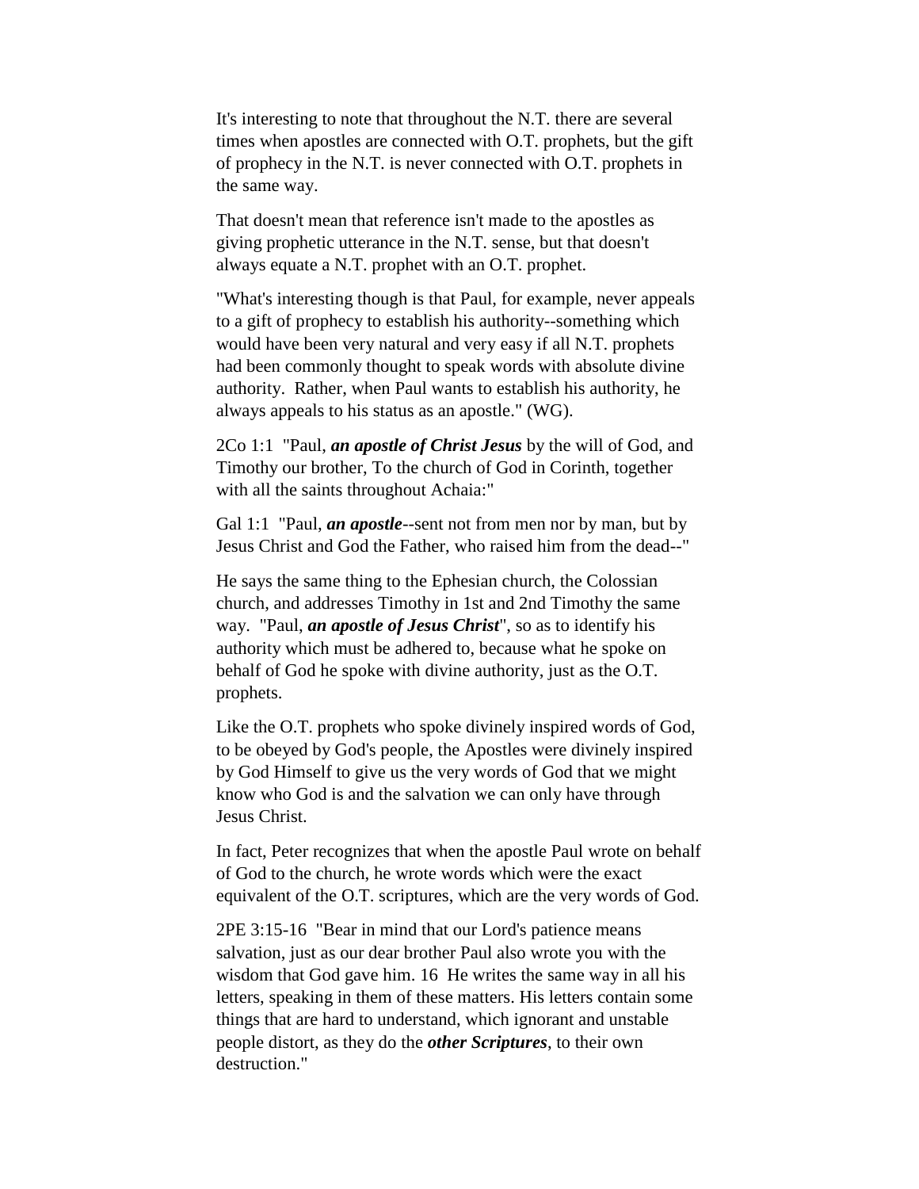It's interesting to note that throughout the N.T. there are several times when apostles are connected with O.T. prophets, but the gift of prophecy in the N.T. is never connected with O.T. prophets in the same way.

That doesn't mean that reference isn't made to the apostles as giving prophetic utterance in the N.T. sense, but that doesn't always equate a N.T. prophet with an O.T. prophet.

"What's interesting though is that Paul, for example, never appeals to a gift of prophecy to establish his authority--something which would have been very natural and very easy if all N.T. prophets had been commonly thought to speak words with absolute divine authority. Rather, when Paul wants to establish his authority, he always appeals to his status as an apostle." (WG).

2Co 1:1 "Paul, ***an apostle of Christ Jesus*** by the will of God, and Timothy our brother, To the church of God in Corinth, together with all the saints throughout Achaia:"

Gal 1:1 "Paul, ***an apostle***--sent not from men nor by man, but by Jesus Christ and God the Father, who raised him from the dead--"

He says the same thing to the Ephesian church, the Colossian church, and addresses Timothy in 1st and 2nd Timothy the same way. "Paul, ***an apostle of Jesus Christ***", so as to identify his authority which must be adhered to, because what he spoke on behalf of God he spoke with divine authority, just as the O.T. prophets.

Like the O.T. prophets who spoke divinely inspired words of God, to be obeyed by God's people, the Apostles were divinely inspired by God Himself to give us the very words of God that we might know who God is and the salvation we can only have through Jesus Christ.

In fact, Peter recognizes that when the apostle Paul wrote on behalf of God to the church, he wrote words which were the exact equivalent of the O.T. scriptures, which are the very words of God.

2PE 3:15-16 "Bear in mind that our Lord's patience means salvation, just as our dear brother Paul also wrote you with the wisdom that God gave him. 16 He writes the same way in all his letters, speaking in them of these matters. His letters contain some things that are hard to understand, which ignorant and unstable people distort, as they do the ***other Scriptures***, to their own destruction."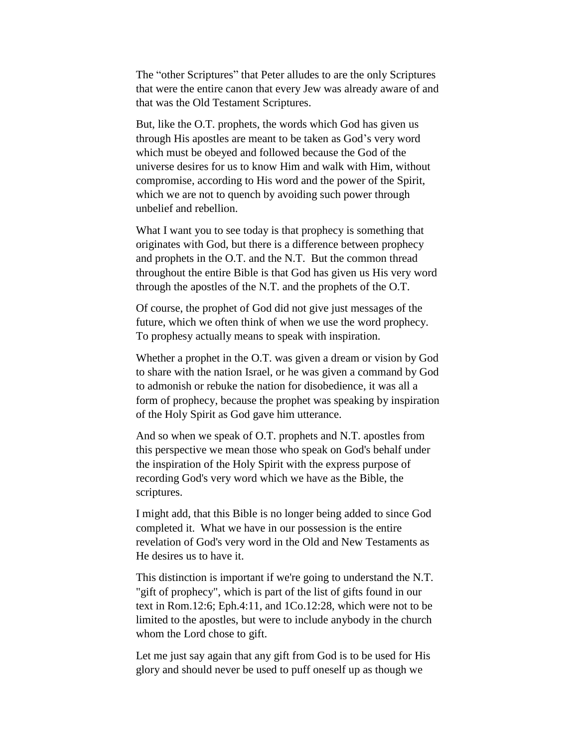The “other Scriptures” that Peter alludes to are the only Scriptures that were the entire canon that every Jew was already aware of and that was the Old Testament Scriptures.

But, like the O.T. prophets, the words which God has given us through His apostles are meant to be taken as God’s very word which must be obeyed and followed because the God of the universe desires for us to know Him and walk with Him, without compromise, according to His word and the power of the Spirit, which we are not to quench by avoiding such power through unbelief and rebellion.

What I want you to see today is that prophecy is something that originates with God, but there is a difference between prophecy and prophets in the O.T. and the N.T.  But the common thread throughout the entire Bible is that God has given us His very word through the apostles of the N.T. and the prophets of the O.T.

Of course, the prophet of God did not give just messages of the future, which we often think of when we use the word prophecy. To prophesy actually means to speak with inspiration.

Whether a prophet in the O.T. was given a dream or vision by God to share with the nation Israel, or he was given a command by God to admonish or rebuke the nation for disobedience, it was all a form of prophecy, because the prophet was speaking by inspiration of the Holy Spirit as God gave him utterance.

And so when we speak of O.T. prophets and N.T. apostles from this perspective we mean those who speak on God's behalf under the inspiration of the Holy Spirit with the express purpose of recording God's very word which we have as the Bible, the scriptures.

I might add, that this Bible is no longer being added to since God completed it.  What we have in our possession is the entire revelation of God's very word in the Old and New Testaments as He desires us to have it.

This distinction is important if we're going to understand the N.T. "gift of prophecy", which is part of the list of gifts found in our text in Rom.12:6; Eph.4:11, and 1Co.12:28, which were not to be limited to the apostles, but were to include anybody in the church whom the Lord chose to gift.

Let me just say again that any gift from God is to be used for His glory and should never be used to puff oneself up as though we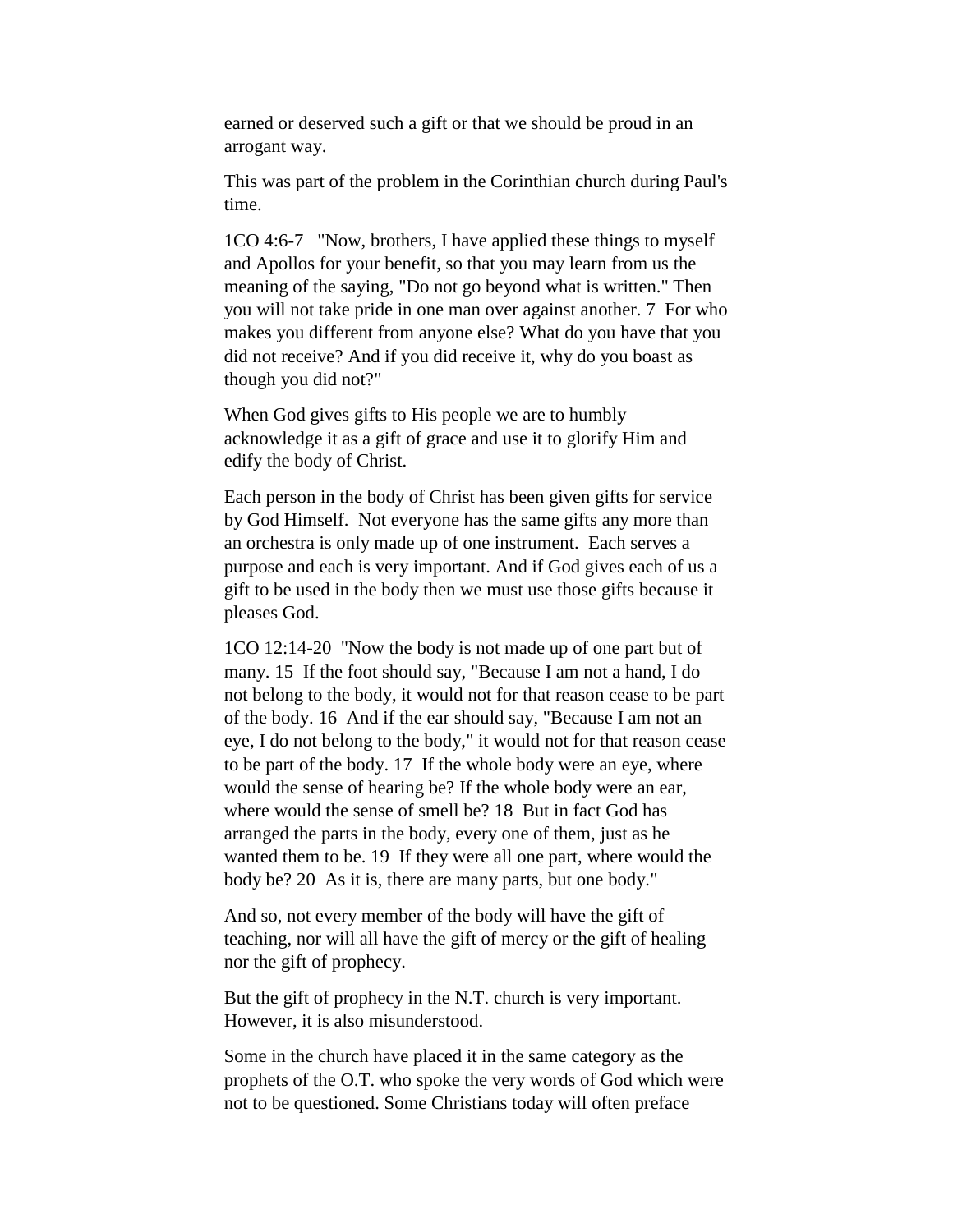earned or deserved such a gift or that we should be proud in an arrogant way.

This was part of the problem in the Corinthian church during Paul's time.

1CO 4:6-7 "Now, brothers, I have applied these things to myself and Apollos for your benefit, so that you may learn from us the meaning of the saying, "Do not go beyond what is written." Then you will not take pride in one man over against another. 7 For who makes you different from anyone else? What do you have that you did not receive? And if you did receive it, why do you boast as though you did not?"

When God gives gifts to His people we are to humbly acknowledge it as a gift of grace and use it to glorify Him and edify the body of Christ.

Each person in the body of Christ has been given gifts for service by God Himself. Not everyone has the same gifts any more than an orchestra is only made up of one instrument. Each serves a purpose and each is very important. And if God gives each of us a gift to be used in the body then we must use those gifts because it pleases God.

1CO 12:14-20 "Now the body is not made up of one part but of many. 15 If the foot should say, "Because I am not a hand, I do not belong to the body, it would not for that reason cease to be part of the body. 16 And if the ear should say, "Because I am not an eye, I do not belong to the body," it would not for that reason cease to be part of the body. 17 If the whole body were an eye, where would the sense of hearing be? If the whole body were an ear, where would the sense of smell be? 18 But in fact God has arranged the parts in the body, every one of them, just as he wanted them to be. 19 If they were all one part, where would the body be? 20 As it is, there are many parts, but one body."

And so, not every member of the body will have the gift of teaching, nor will all have the gift of mercy or the gift of healing nor the gift of prophecy.

But the gift of prophecy in the N.T. church is very important. However, it is also misunderstood.

Some in the church have placed it in the same category as the prophets of the O.T. who spoke the very words of God which were not to be questioned. Some Christians today will often preface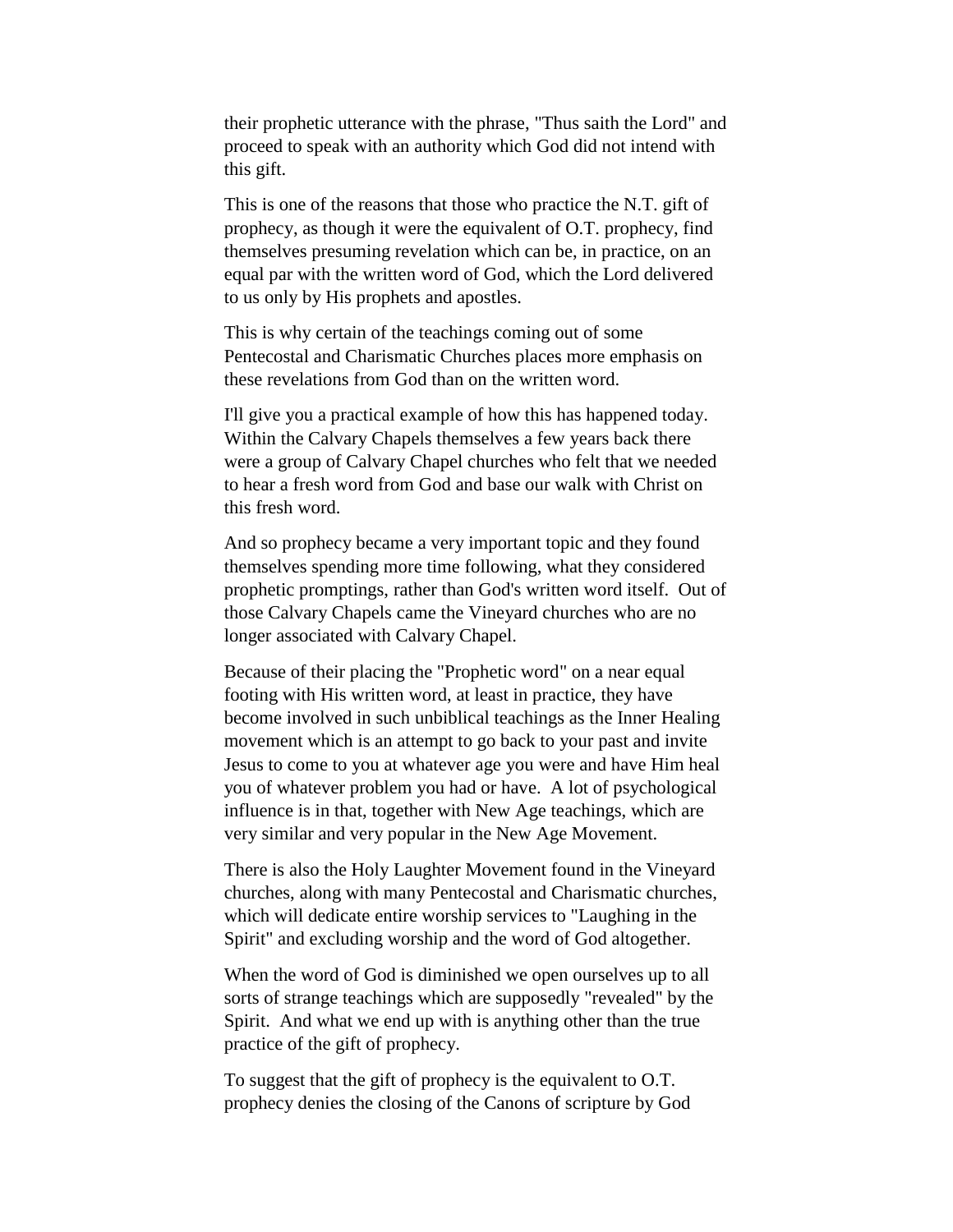their prophetic utterance with the phrase, "Thus saith the Lord" and proceed to speak with an authority which God did not intend with this gift.

This is one of the reasons that those who practice the N.T. gift of prophecy, as though it were the equivalent of O.T. prophecy, find themselves presuming revelation which can be, in practice, on an equal par with the written word of God, which the Lord delivered to us only by His prophets and apostles.

This is why certain of the teachings coming out of some Pentecostal and Charismatic Churches places more emphasis on these revelations from God than on the written word.

I'll give you a practical example of how this has happened today. Within the Calvary Chapels themselves a few years back there were a group of Calvary Chapel churches who felt that we needed to hear a fresh word from God and base our walk with Christ on this fresh word.

And so prophecy became a very important topic and they found themselves spending more time following, what they considered prophetic promptings, rather than God's written word itself. Out of those Calvary Chapels came the Vineyard churches who are no longer associated with Calvary Chapel.

Because of their placing the "Prophetic word" on a near equal footing with His written word, at least in practice, they have become involved in such unbiblical teachings as the Inner Healing movement which is an attempt to go back to your past and invite Jesus to come to you at whatever age you were and have Him heal you of whatever problem you had or have. A lot of psychological influence is in that, together with New Age teachings, which are very similar and very popular in the New Age Movement.

There is also the Holy Laughter Movement found in the Vineyard churches, along with many Pentecostal and Charismatic churches, which will dedicate entire worship services to "Laughing in the Spirit" and excluding worship and the word of God altogether.

When the word of God is diminished we open ourselves up to all sorts of strange teachings which are supposedly "revealed" by the Spirit. And what we end up with is anything other than the true practice of the gift of prophecy.

To suggest that the gift of prophecy is the equivalent to O.T. prophecy denies the closing of the Canons of scripture by God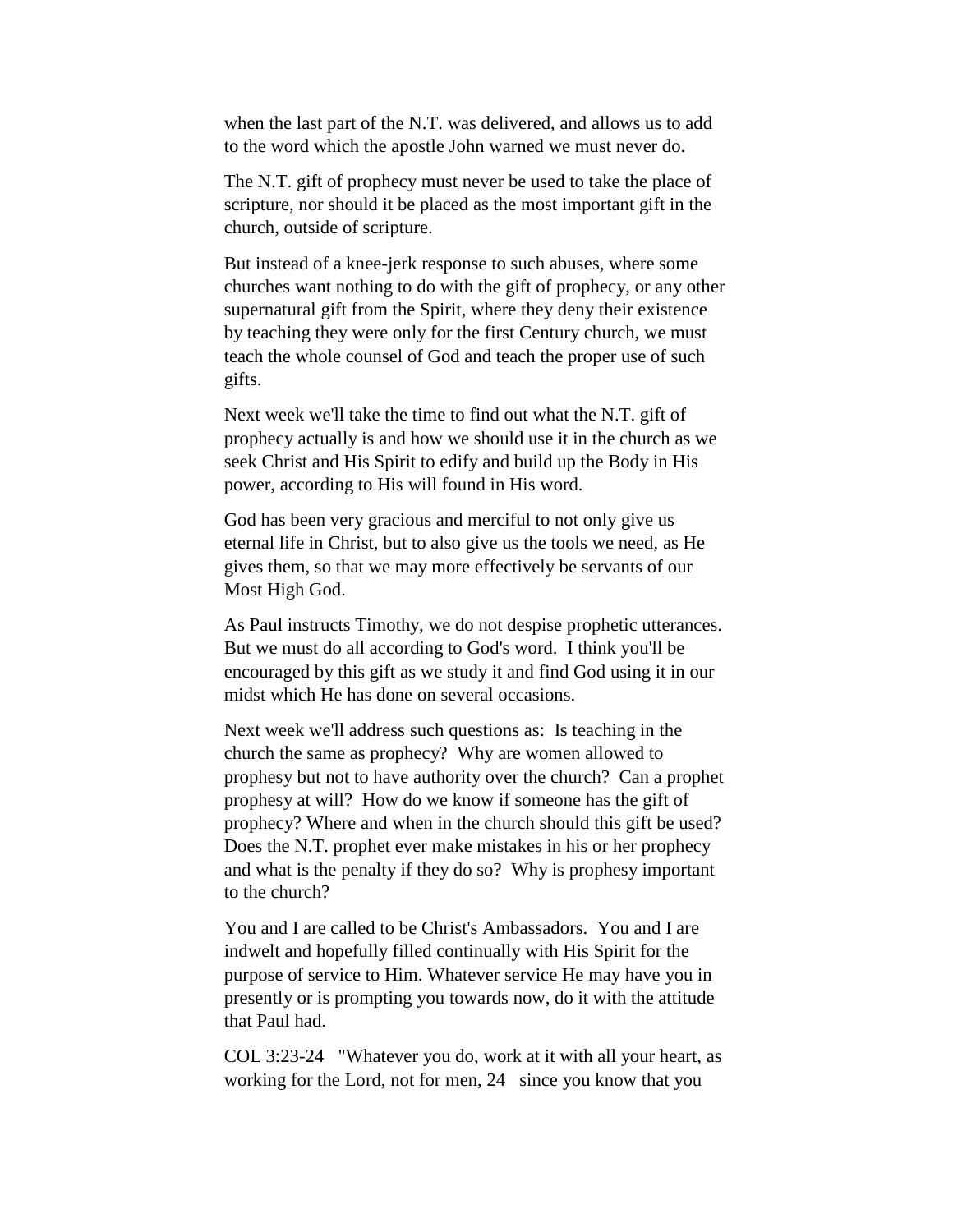when the last part of the N.T. was delivered, and allows us to add to the word which the apostle John warned we must never do.

The N.T. gift of prophecy must never be used to take the place of scripture, nor should it be placed as the most important gift in the church, outside of scripture.

But instead of a knee-jerk response to such abuses, where some churches want nothing to do with the gift of prophecy, or any other supernatural gift from the Spirit, where they deny their existence by teaching they were only for the first Century church, we must teach the whole counsel of God and teach the proper use of such gifts.

Next week we'll take the time to find out what the N.T. gift of prophecy actually is and how we should use it in the church as we seek Christ and His Spirit to edify and build up the Body in His power, according to His will found in His word.

God has been very gracious and merciful to not only give us eternal life in Christ, but to also give us the tools we need, as He gives them, so that we may more effectively be servants of our Most High God.

As Paul instructs Timothy, we do not despise prophetic utterances. But we must do all according to God's word. I think you'll be encouraged by this gift as we study it and find God using it in our midst which He has done on several occasions.

Next week we'll address such questions as: Is teaching in the church the same as prophecy? Why are women allowed to prophesy but not to have authority over the church? Can a prophet prophesy at will? How do we know if someone has the gift of prophecy? Where and when in the church should this gift be used? Does the N.T. prophet ever make mistakes in his or her prophecy and what is the penalty if they do so? Why is prophesy important to the church?

You and I are called to be Christ's Ambassadors. You and I are indwelt and hopefully filled continually with His Spirit for the purpose of service to Him. Whatever service He may have you in presently or is prompting you towards now, do it with the attitude that Paul had.

COL 3:23-24 "Whatever you do, work at it with all your heart, as working for the Lord, not for men, 24 since you know that you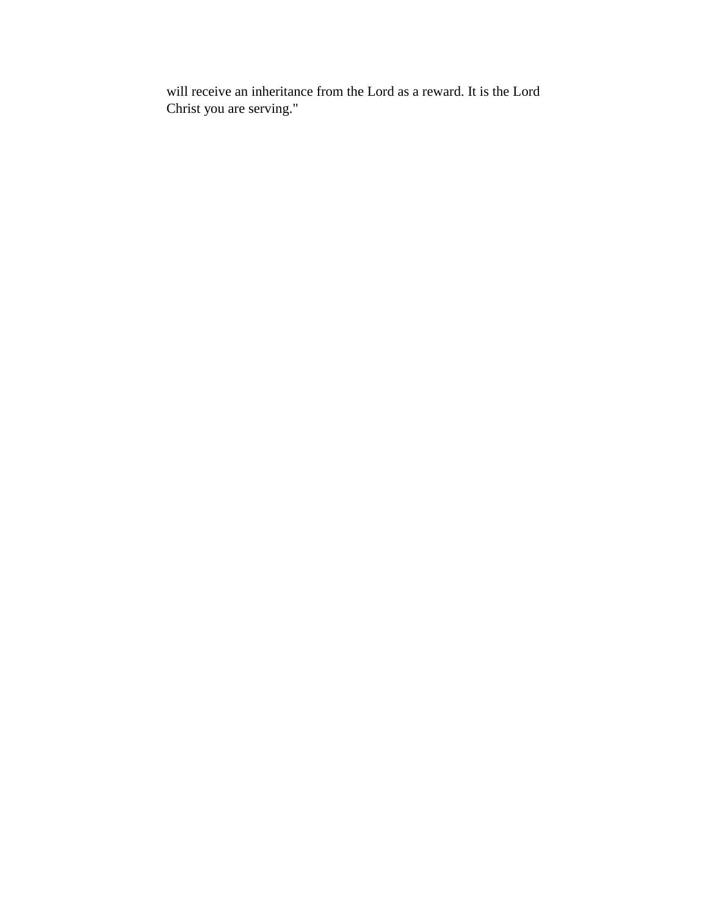will receive an inheritance from the Lord as a reward. It is the Lord Christ you are serving."